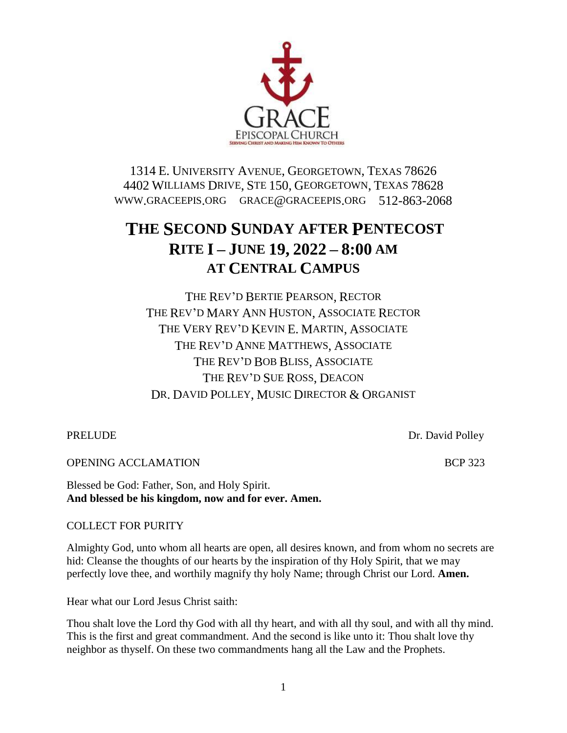GRACE
EPISCOPAL CHURCH
SERVING CHRIST AND MAKING HIM KNOWN TO OTHERS

1314 E. UNIVERSITY AVENUE, GEORGETOWN, TEXAS 78626
4402 WILLIAMS DRIVE, STE 150, GEORGETOWN, TEXAS 78628
WWW.GRACEEPIS.ORG GRACE@GRACEEPIS.ORG 512-863-2068

# THE SECOND SUNDAY AFTER PENTECOST
## RITE I – JUNE 19, 2022 – 8:00 AM
## AT CENTRAL CAMPUS

THE REV'D BERTIE PEARSON, RECTOR
THE REV'D MARY ANN HUSTON, ASSOCIATE RECTOR
THE VERY REV'D KEVIN E. MARTIN, ASSOCIATE
THE REV'D ANNE MATTHEWS, ASSOCIATE
THE REV'D BOB BLISS, ASSOCIATE
THE REV'D SUE ROSS, DEACON
DR. DAVID POLLEY, MUSIC DIRECTOR & ORGANIST

PRELUDE — Dr. David Polley

OPENING ACCLAMATION — BCP 323

Blessed be God: Father, Son, and Holy Spirit.
**And blessed be his kingdom, now and for ever. Amen.**

COLLECT FOR PURITY

Almighty God, unto whom all hearts are open, all desires known, and from whom no secrets are hid: Cleanse the thoughts of our hearts by the inspiration of thy Holy Spirit, that we may perfectly love thee, and worthily magnify thy holy Name; through Christ our Lord. **Amen.**

Hear what our Lord Jesus Christ saith:

Thou shalt love the Lord thy God with all thy heart, and with all thy soul, and with all thy mind. This is the first and great commandment. And the second is like unto it: Thou shalt love thy neighbor as thyself. On these two commandments hang all the Law and the Prophets.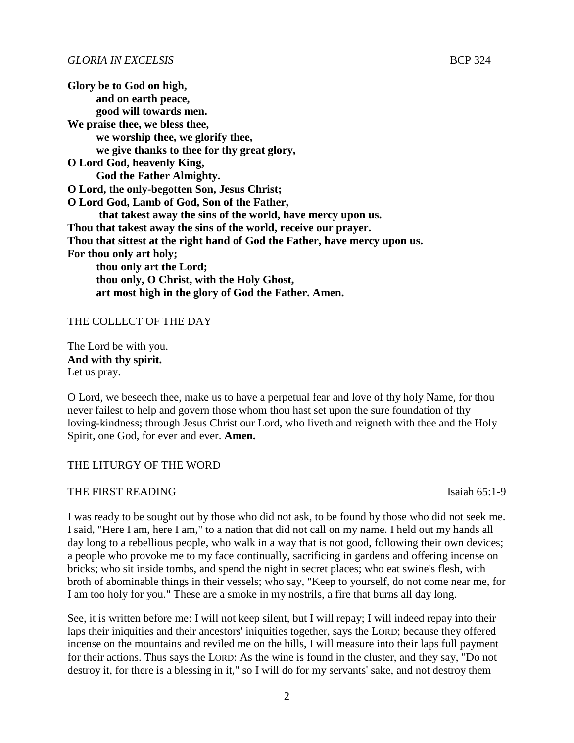*GLORIA IN EXCELSIS* BCP 324

**Glory be to God on high,**
**and on earth peace,**
**good will towards men.**
**We praise thee, we bless thee,**
**we worship thee, we glorify thee,**
**we give thanks to thee for thy great glory,**
**O Lord God, heavenly King,**
**God the Father Almighty.**
**O Lord, the only-begotten Son, Jesus Christ;**
**O Lord God, Lamb of God, Son of the Father,**
**that takest away the sins of the world, have mercy upon us.**
**Thou that takest away the sins of the world, receive our prayer.**
**Thou that sittest at the right hand of God the Father, have mercy upon us.**
**For thou only art holy;**
**thou only art the Lord;**
**thou only, O Christ, with the Holy Ghost,**
**art most high in the glory of God the Father. Amen.**

THE COLLECT OF THE DAY

The Lord be with you.
**And with thy spirit.**
Let us pray.

O Lord, we beseech thee, make us to have a perpetual fear and love of thy holy Name, for thou never failest to help and govern those whom thou hast set upon the sure foundation of thy loving-kindness; through Jesus Christ our Lord, who liveth and reigneth with thee and the Holy Spirit, one God, for ever and ever. **Amen.**

THE LITURGY OF THE WORD

THE FIRST READING Isaiah 65:1-9

I was ready to be sought out by those who did not ask, to be found by those who did not seek me. I said, "Here I am, here I am," to a nation that did not call on my name. I held out my hands all day long to a rebellious people, who walk in a way that is not good, following their own devices; a people who provoke me to my face continually, sacrificing in gardens and offering incense on bricks; who sit inside tombs, and spend the night in secret places; who eat swine's flesh, with broth of abominable things in their vessels; who say, "Keep to yourself, do not come near me, for I am too holy for you." These are a smoke in my nostrils, a fire that burns all day long.

See, it is written before me: I will not keep silent, but I will repay; I will indeed repay into their laps their iniquities and their ancestors' iniquities together, says the LORD; because they offered incense on the mountains and reviled me on the hills, I will measure into their laps full payment for their actions. Thus says the LORD: As the wine is found in the cluster, and they say, "Do not destroy it, for there is a blessing in it," so I will do for my servants' sake, and not destroy them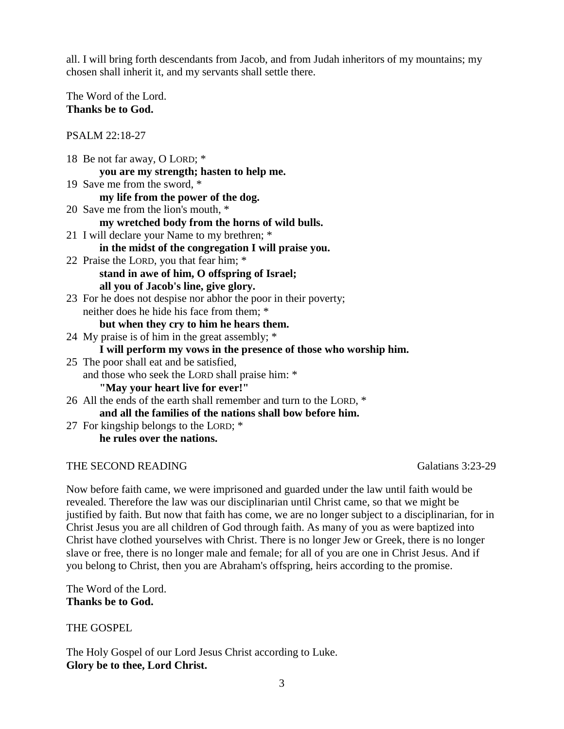all. I will bring forth descendants from Jacob, and from Judah inheritors of my mountains; my chosen shall inherit it, and my servants shall settle there.

The Word of the Lord.
**Thanks be to God.**

PSALM 22:18-27

18 Be not far away, O LORD; *
**you are my strength; hasten to help me.**
19 Save me from the sword, *
**my life from the power of the dog.**
20 Save me from the lion's mouth, *
**my wretched body from the horns of wild bulls.**
21 I will declare your Name to my brethren; *
**in the midst of the congregation I will praise you.**
22 Praise the LORD, you that fear him; *
**stand in awe of him, O offspring of Israel;**
**all you of Jacob's line, give glory.**
23 For he does not despise nor abhor the poor in their poverty;
neither does he hide his face from them; *
**but when they cry to him he hears them.**
24 My praise is of him in the great assembly; *
**I will perform my vows in the presence of those who worship him.**
25 The poor shall eat and be satisfied,
and those who seek the LORD shall praise him: *
**"May your heart live for ever!"**
26 All the ends of the earth shall remember and turn to the LORD, *
**and all the families of the nations shall bow before him.**
27 For kingship belongs to the LORD; *
**he rules over the nations.**

THE SECOND READING Galatians 3:23-29

Now before faith came, we were imprisoned and guarded under the law until faith would be revealed. Therefore the law was our disciplinarian until Christ came, so that we might be justified by faith. But now that faith has come, we are no longer subject to a disciplinarian, for in Christ Jesus you are all children of God through faith. As many of you as were baptized into Christ have clothed yourselves with Christ. There is no longer Jew or Greek, there is no longer slave or free, there is no longer male and female; for all of you are one in Christ Jesus. And if you belong to Christ, then you are Abraham's offspring, heirs according to the promise.

The Word of the Lord.
**Thanks be to God.**

THE GOSPEL

The Holy Gospel of our Lord Jesus Christ according to Luke.
**Glory be to thee, Lord Christ.**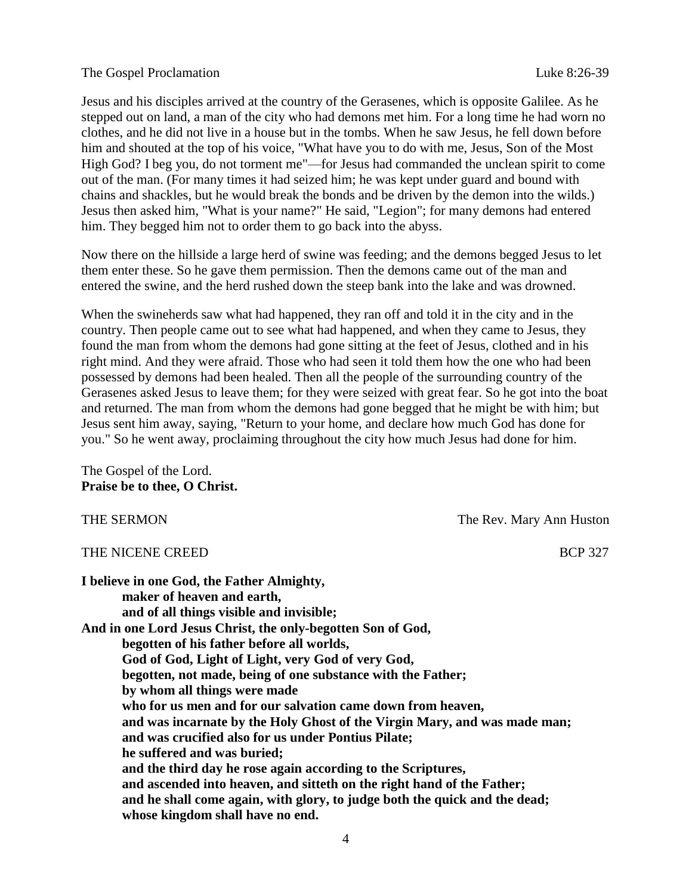The Gospel Proclamation Luke 8:26-39

Jesus and his disciples arrived at the country of the Gerasenes, which is opposite Galilee. As he stepped out on land, a man of the city who had demons met him. For a long time he had worn no clothes, and he did not live in a house but in the tombs. When he saw Jesus, he fell down before him and shouted at the top of his voice, "What have you to do with me, Jesus, Son of the Most High God? I beg you, do not torment me"—for Jesus had commanded the unclean spirit to come out of the man. (For many times it had seized him; he was kept under guard and bound with chains and shackles, but he would break the bonds and be driven by the demon into the wilds.) Jesus then asked him, "What is your name?" He said, "Legion"; for many demons had entered him. They begged him not to order them to go back into the abyss.

Now there on the hillside a large herd of swine was feeding; and the demons begged Jesus to let them enter these. So he gave them permission. Then the demons came out of the man and entered the swine, and the herd rushed down the steep bank into the lake and was drowned.

When the swineherds saw what had happened, they ran off and told it in the city and in the country. Then people came out to see what had happened, and when they came to Jesus, they found the man from whom the demons had gone sitting at the feet of Jesus, clothed and in his right mind. And they were afraid. Those who had seen it told them how the one who had been possessed by demons had been healed. Then all the people of the surrounding country of the Gerasenes asked Jesus to leave them; for they were seized with great fear. So he got into the boat and returned. The man from whom the demons had gone begged that he might be with him; but Jesus sent him away, saying, "Return to your home, and declare how much God has done for you." So he went away, proclaiming throughout the city how much Jesus had done for him.

The Gospel of the Lord.
**Praise be to thee, O Christ.**

THE SERMON The Rev. Mary Ann Huston

THE NICENE CREED BCP 327

**I believe in one God, the Father Almighty,**
**maker of heaven and earth,**
**and of all things visible and invisible;**
**And in one Lord Jesus Christ, the only-begotten Son of God,**
**begotten of his father before all worlds,**
**God of God, Light of Light, very God of very God,**
**begotten, not made, being of one substance with the Father;**
**by whom all things were made**
**who for us men and for our salvation came down from heaven,**
**and was incarnate by the Holy Ghost of the Virgin Mary, and was made man;**
**and was crucified also for us under Pontius Pilate;**
**he suffered and was buried;**
**and the third day he rose again according to the Scriptures,**
**and ascended into heaven, and sitteth on the right hand of the Father;**
**and he shall come again, with glory, to judge both the quick and the dead;**
**whose kingdom shall have no end.**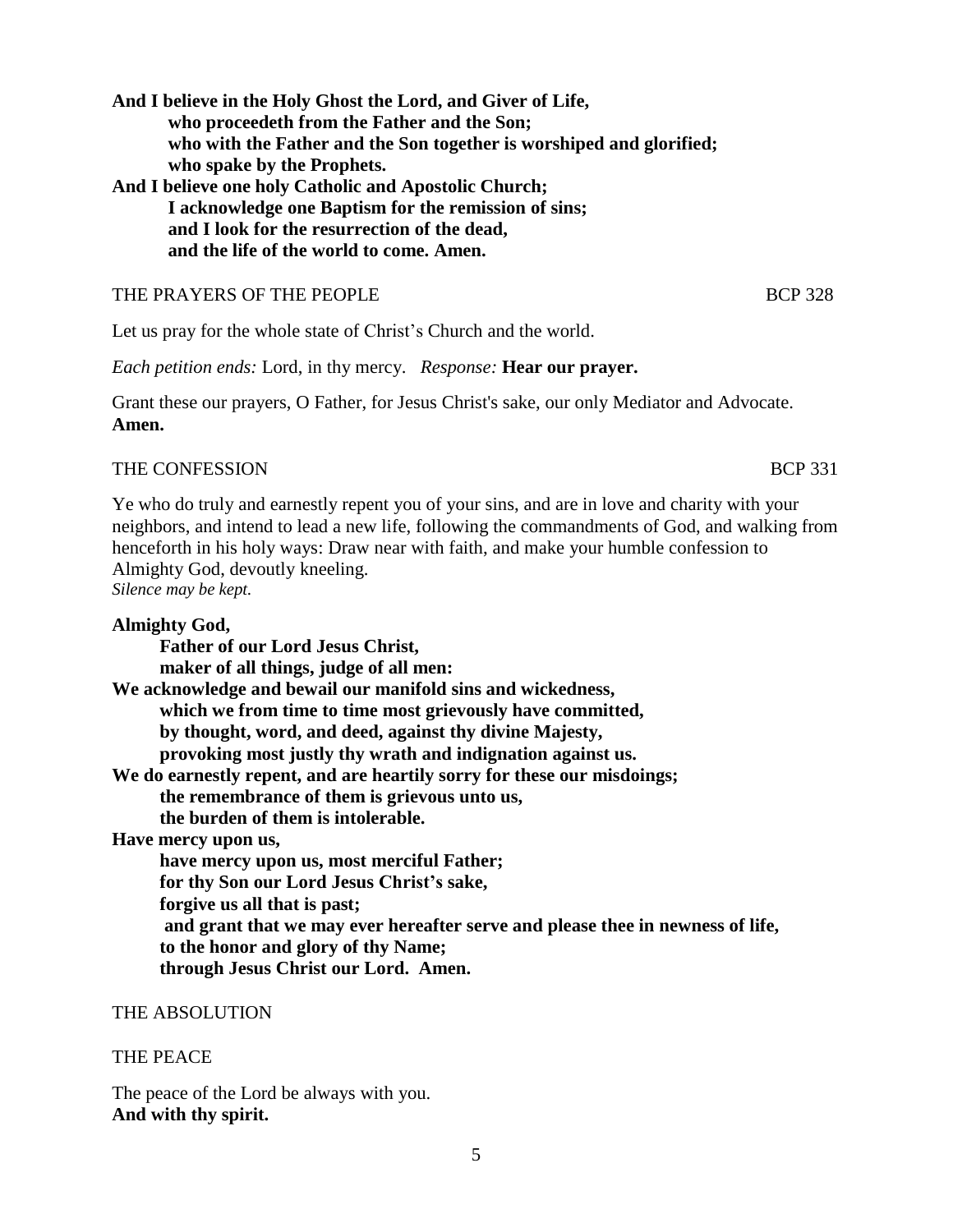**And I believe in the Holy Ghost the Lord, and Giver of Life,**
**who proceedeth from the Father and the Son;**
**who with the Father and the Son together is worshiped and glorified;**
**who spake by the Prophets.**
**And I believe one holy Catholic and Apostolic Church;**
**I acknowledge one Baptism for the remission of sins;**
**and I look for the resurrection of the dead,**
**and the life of the world to come. Amen.**

## THE PRAYERS OF THE PEOPLE BCP 328

Let us pray for the whole state of Christ's Church and the world.

*Each petition ends:* Lord, in thy mercy. *Response:* **Hear our prayer.**

Grant these our prayers, O Father, for Jesus Christ's sake, our only Mediator and Advocate. **Amen.**

## THE CONFESSION BCP 331

Ye who do truly and earnestly repent you of your sins, and are in love and charity with your neighbors, and intend to lead a new life, following the commandments of God, and walking from henceforth in his holy ways: Draw near with faith, and make your humble confession to Almighty God, devoutly kneeling.
*Silence may be kept.*

**Almighty God,**
**Father of our Lord Jesus Christ,**
**maker of all things, judge of all men:**
**We acknowledge and bewail our manifold sins and wickedness,**
**which we from time to time most grievously have committed,**
**by thought, word, and deed, against thy divine Majesty,**
**provoking most justly thy wrath and indignation against us.**
**We do earnestly repent, and are heartily sorry for these our misdoings;**
**the remembrance of them is grievous unto us,**
**the burden of them is intolerable.**
**Have mercy upon us,**
**have mercy upon us, most merciful Father;**
**for thy Son our Lord Jesus Christ's sake,**
**forgive us all that is past;**
**and grant that we may ever hereafter serve and please thee in newness of life,**
**to the honor and glory of thy Name;**
**through Jesus Christ our Lord. Amen.**

## THE ABSOLUTION

## THE PEACE

The peace of the Lord be always with you.
**And with thy spirit.**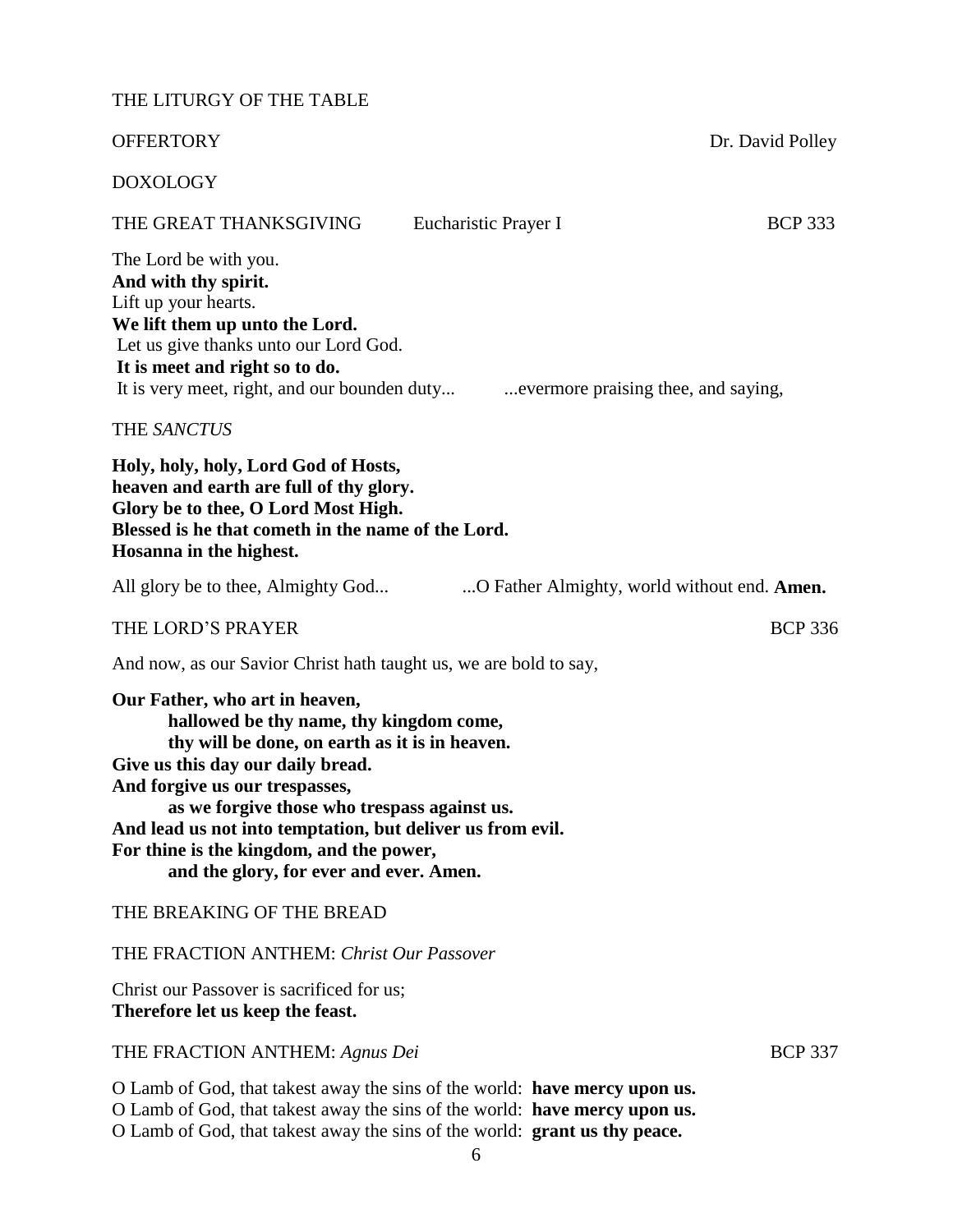## THE LITURGY OF THE TABLE

OFFERTORY Dr. David Polley

DOXOLOGY

THE GREAT THANKSGIVING Eucharistic Prayer I BCP 333

The Lord be with you.
**And with thy spirit.**
Lift up your hearts.
**We lift them up unto the Lord.**
Let us give thanks unto our Lord God.
**It is meet and right so to do.**
It is very meet, right, and our bounden duty... ...evermore praising thee, and saying,

THE *SANCTUS*

**Holy, holy, holy, Lord God of Hosts,**
**heaven and earth are full of thy glory.**
**Glory be to thee, O Lord Most High.**
**Blessed is he that cometh in the name of the Lord.**
**Hosanna in the highest.**

All glory be to thee, Almighty God... ...O Father Almighty, world without end. **Amen.**

THE LORD'S PRAYER BCP 336

And now, as our Savior Christ hath taught us, we are bold to say,

**Our Father, who art in heaven,**
 **hallowed be thy name, thy kingdom come,**
 **thy will be done, on earth as it is in heaven.**
**Give us this day our daily bread.**
**And forgive us our trespasses,**
 **as we forgive those who trespass against us.**
**And lead us not into temptation, but deliver us from evil.**
**For thine is the kingdom, and the power,**
 **and the glory, for ever and ever. Amen.**

THE BREAKING OF THE BREAD

THE FRACTION ANTHEM: *Christ Our Passover*

Christ our Passover is sacrificed for us;
**Therefore let us keep the feast.**

THE FRACTION ANTHEM: *Agnus Dei* BCP 337

O Lamb of God, that takest away the sins of the world: **have mercy upon us.**
O Lamb of God, that takest away the sins of the world: **have mercy upon us.**
O Lamb of God, that takest away the sins of the world: **grant us thy peace.**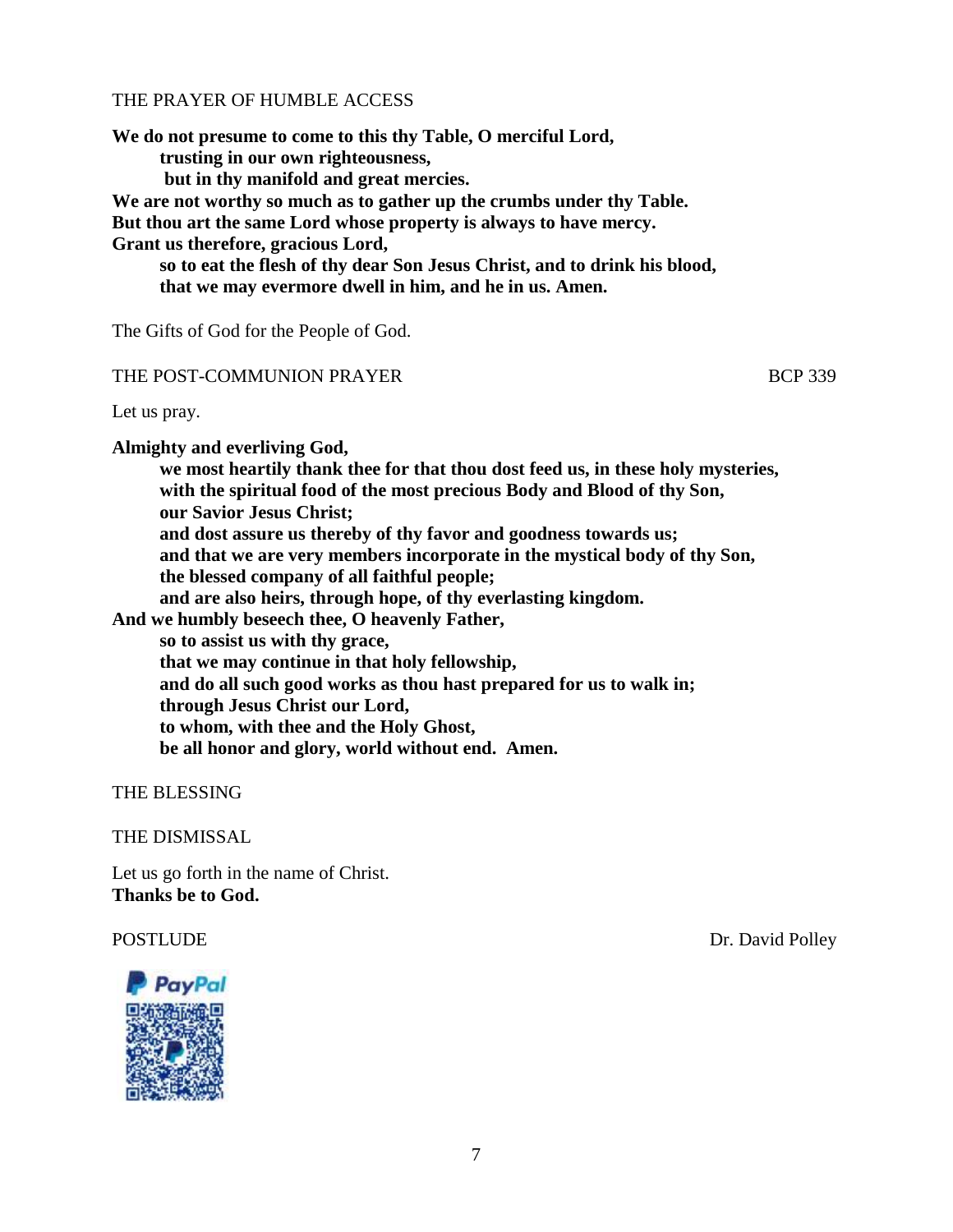THE PRAYER OF HUMBLE ACCESS

**We do not presume to come to this thy Table, O merciful Lord,**
**trusting in our own righteousness,**
**but in thy manifold and great mercies.**
**We are not worthy so much as to gather up the crumbs under thy Table.**
**But thou art the same Lord whose property is always to have mercy.**
**Grant us therefore, gracious Lord,**
**so to eat the flesh of thy dear Son Jesus Christ, and to drink his blood,**
**that we may evermore dwell in him, and he in us. Amen.**

The Gifts of God for the People of God.

THE POST-COMMUNION PRAYER BCP 339

Let us pray.

**Almighty and everliving God,**
**we most heartily thank thee for that thou dost feed us, in these holy mysteries,**
**with the spiritual food of the most precious Body and Blood of thy Son,**
**our Savior Jesus Christ;**
**and dost assure us thereby of thy favor and goodness towards us;**
**and that we are very members incorporate in the mystical body of thy Son,**
**the blessed company of all faithful people;**
**and are also heirs, through hope, of thy everlasting kingdom.**
**And we humbly beseech thee, O heavenly Father,**
**so to assist us with thy grace,**
**that we may continue in that holy fellowship,**
**and do all such good works as thou hast prepared for us to walk in;**
**through Jesus Christ our Lord,**
**to whom, with thee and the Holy Ghost,**
**be all honor and glory, world without end. Amen.**

THE BLESSING

THE DISMISSAL

Let us go forth in the name of Christ.
**Thanks be to God.**

POSTLUDE Dr. David Polley

PayPal